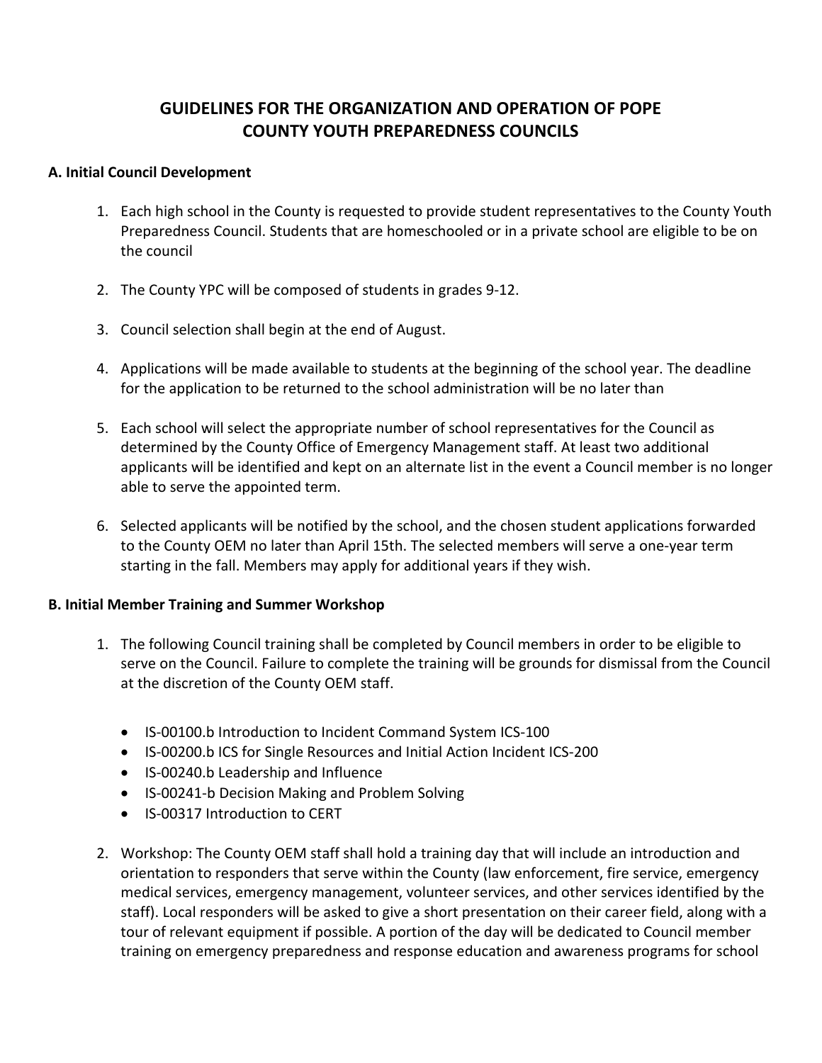# GUIDELINES FOR THE ORGANIZATION AND OPERATION OF POPE COUNTY YOUTH PREPAREDNESS COUNCILS

## A. Initial Council Development

1. Each high school in the County is requested to provide student representatives to the County Youth Preparedness Council. Students that are homeschooled or in a private school are eligible to be on the council

2. The County YPC will be composed of students in grades 9-12.

3. Council selection shall begin at the end of August.

4. Applications will be made available to students at the beginning of the school year. The deadline for the application to be returned to the school administration will be no later than

5. Each school will select the appropriate number of school representatives for the Council as determined by the County Office of Emergency Management staff. At least two additional applicants will be identified and kept on an alternate list in the event a Council member is no longer able to serve the appointed term.

6. Selected applicants will be notified by the school, and the chosen student applications forwarded to the County OEM no later than April 15th. The selected members will serve a one-year term starting in the fall. Members may apply for additional years if they wish.

## B. Initial Member Training and Summer Workshop

1. The following Council training shall be completed by Council members in order to be eligible to serve on the Council. Failure to complete the training will be grounds for dismissal from the Council at the discretion of the County OEM staff.

   - IS-00100.b Introduction to Incident Command System ICS-100
   - IS-00200.b ICS for Single Resources and Initial Action Incident ICS-200
   - IS-00240.b Leadership and Influence
   - IS-00241-b Decision Making and Problem Solving
   - IS-00317 Introduction to CERT

2. Workshop: The County OEM staff shall hold a training day that will include an introduction and orientation to responders that serve within the County (law enforcement, fire service, emergency medical services, emergency management, volunteer services, and other services identified by the staff). Local responders will be asked to give a short presentation on their career field, along with a tour of relevant equipment if possible. A portion of the day will be dedicated to Council member training on emergency preparedness and response education and awareness programs for school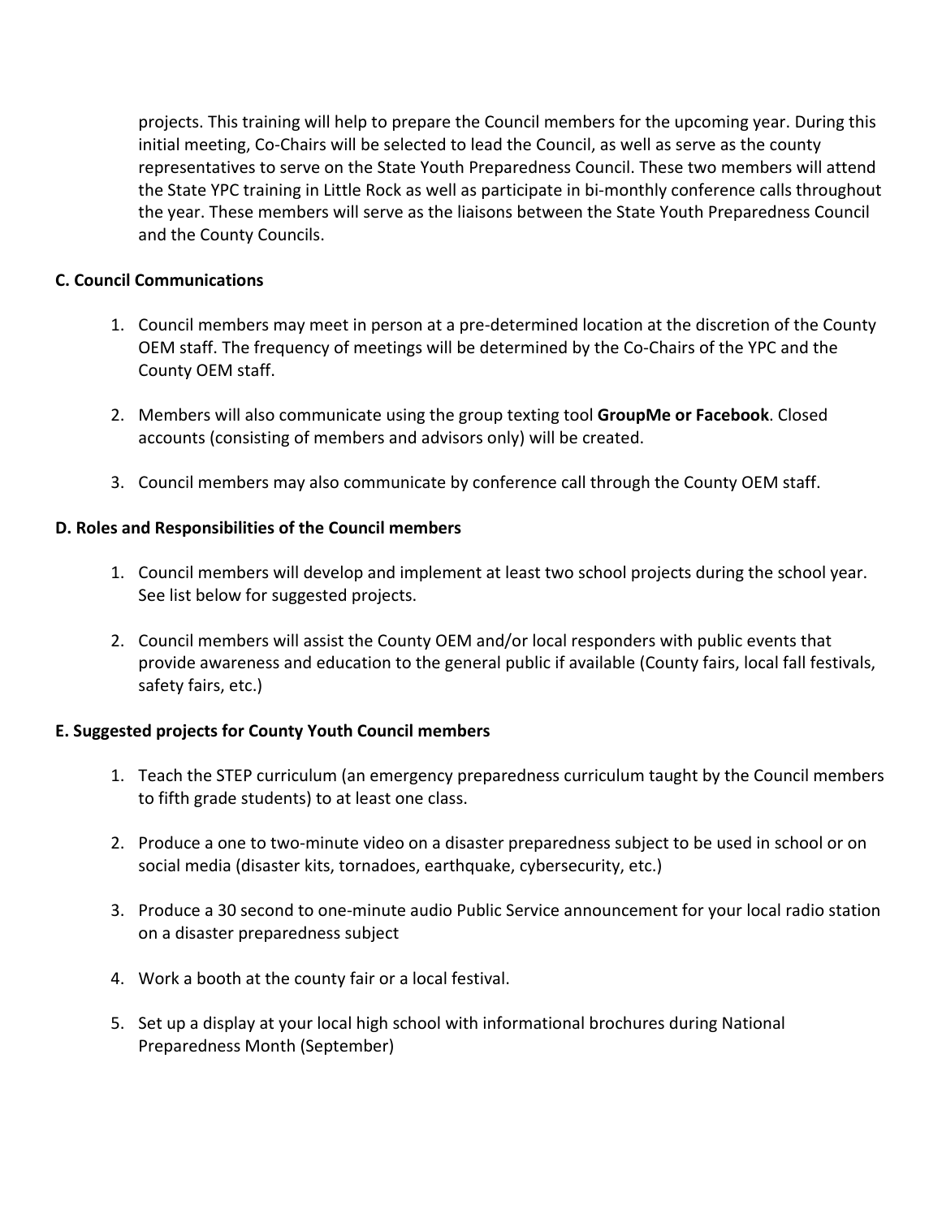projects. This training will help to prepare the Council members for the upcoming year. During this initial meeting, Co-Chairs will be selected to lead the Council, as well as serve as the county representatives to serve on the State Youth Preparedness Council. These two members will attend the State YPC training in Little Rock as well as participate in bi-monthly conference calls throughout the year. These members will serve as the liaisons between the State Youth Preparedness Council and the County Councils.

**C. Council Communications**

1. Council members may meet in person at a pre-determined location at the discretion of the County OEM staff. The frequency of meetings will be determined by the Co-Chairs of the YPC and the County OEM staff.

2. Members will also communicate using the group texting tool **GroupMe or Facebook**. Closed accounts (consisting of members and advisors only) will be created.

3. Council members may also communicate by conference call through the County OEM staff.

**D. Roles and Responsibilities of the Council members**

1. Council members will develop and implement at least two school projects during the school year. See list below for suggested projects.

2. Council members will assist the County OEM and/or local responders with public events that provide awareness and education to the general public if available (County fairs, local fall festivals, safety fairs, etc.)

**E. Suggested projects for County Youth Council members**

1. Teach the STEP curriculum (an emergency preparedness curriculum taught by the Council members to fifth grade students) to at least one class.

2. Produce a one to two-minute video on a disaster preparedness subject to be used in school or on social media (disaster kits, tornadoes, earthquake, cybersecurity, etc.)

3. Produce a 30 second to one-minute audio Public Service announcement for your local radio station on a disaster preparedness subject

4. Work a booth at the county fair or a local festival.

5. Set up a display at your local high school with informational brochures during National Preparedness Month (September)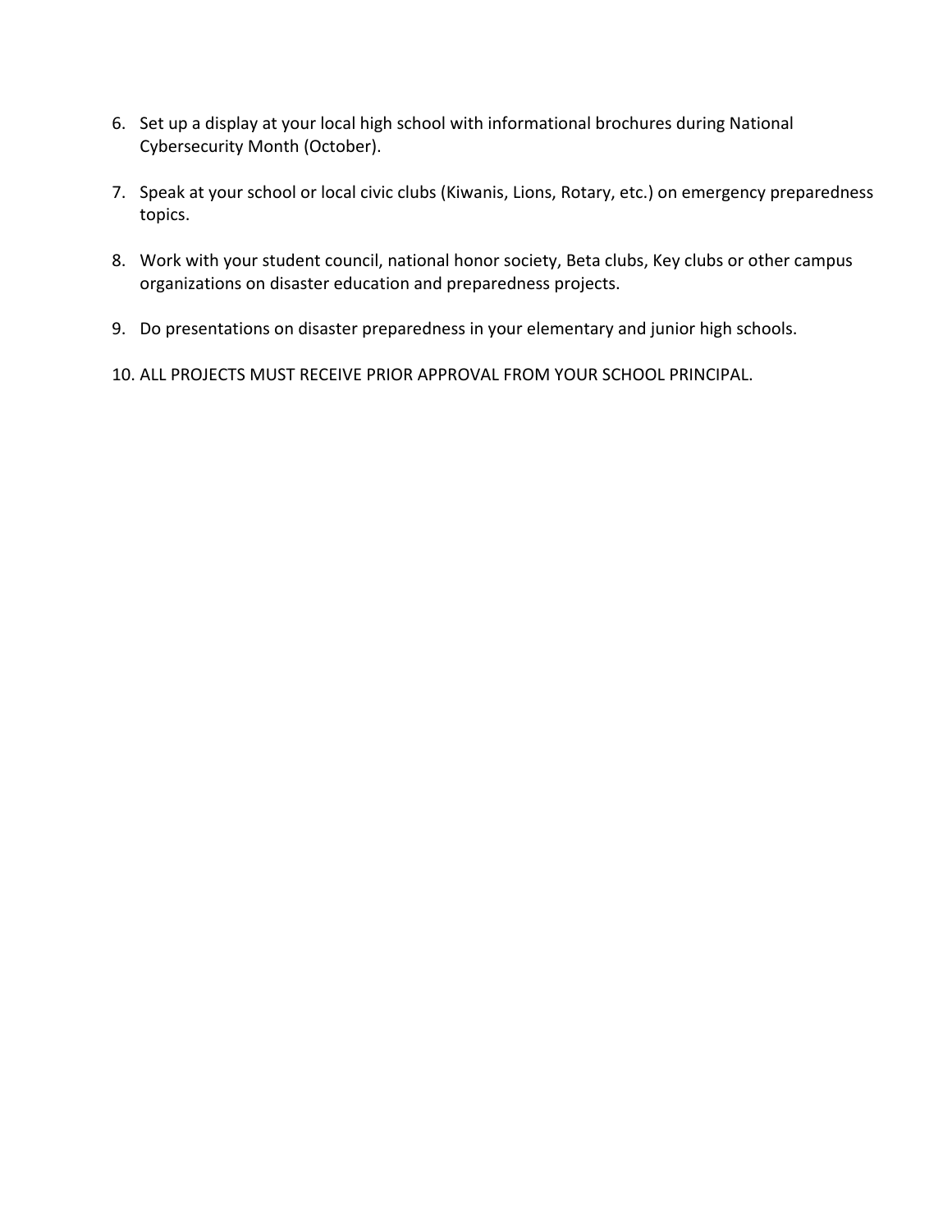6. Set up a display at your local high school with informational brochures during National Cybersecurity Month (October).

7. Speak at your school or local civic clubs (Kiwanis, Lions, Rotary, etc.) on emergency preparedness topics.

8. Work with your student council, national honor society, Beta clubs, Key clubs or other campus organizations on disaster education and preparedness projects.

9. Do presentations on disaster preparedness in your elementary and junior high schools.

10. ALL PROJECTS MUST RECEIVE PRIOR APPROVAL FROM YOUR SCHOOL PRINCIPAL.